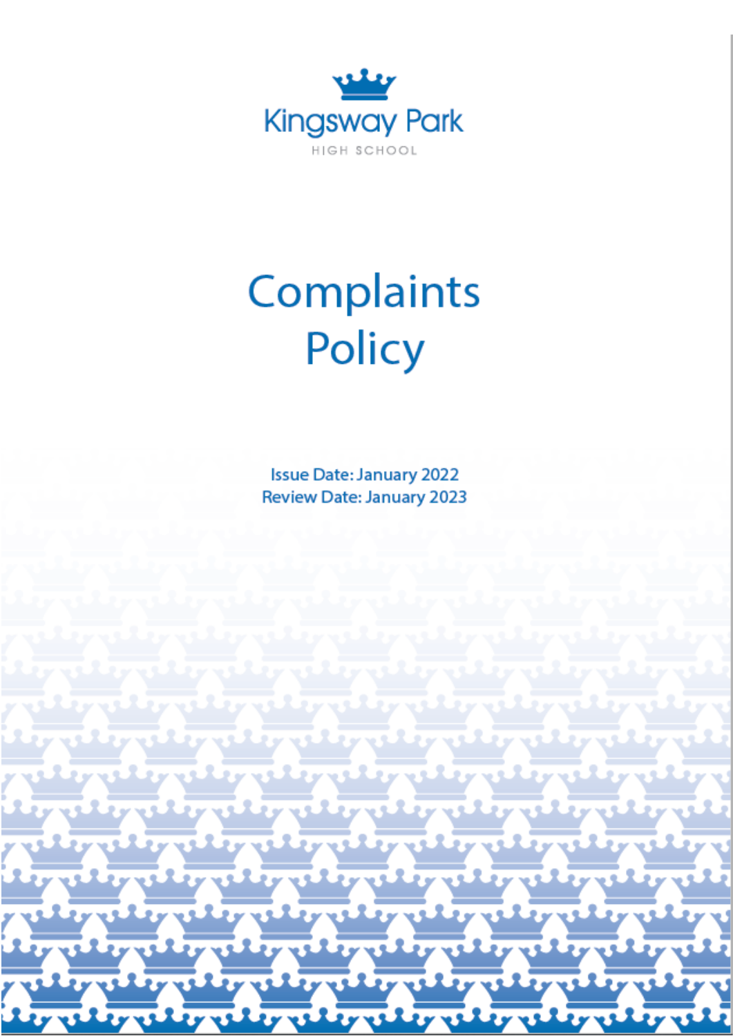Kingsway Park

HIGH SCHOOL

# Complaints Policy

Issue Date: January 2022
Review Date: January 2023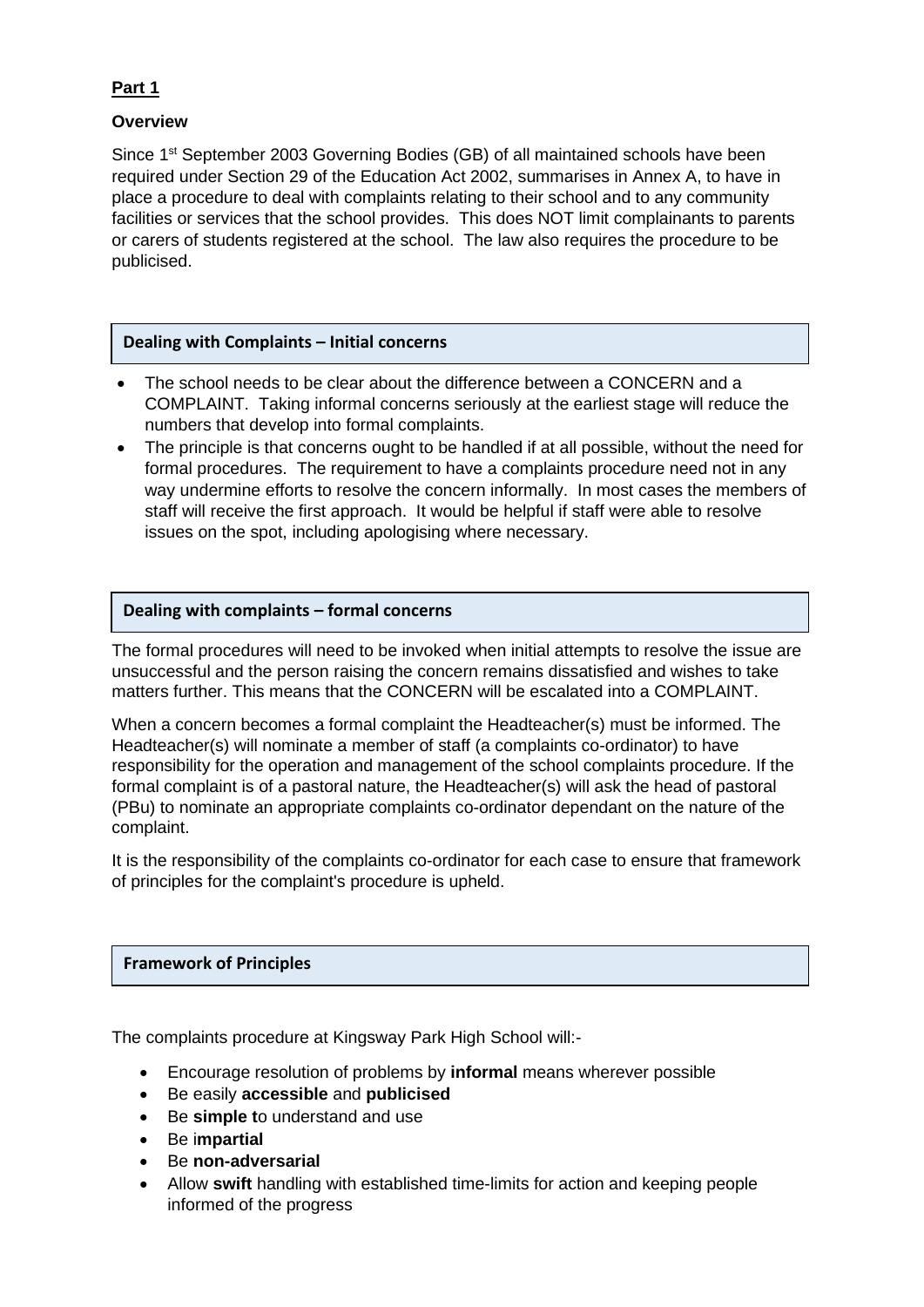**Part 1**

**Overview**

Since 1st September 2003 Governing Bodies (GB) of all maintained schools have been required under Section 29 of the Education Act 2002, summarises in Annex A, to have in place a procedure to deal with complaints relating to their school and to any community facilities or services that the school provides. This does NOT limit complainants to parents or carers of students registered at the school. The law also requires the procedure to be publicised.

## Dealing with Complaints – Initial concerns

- The school needs to be clear about the difference between a CONCERN and a COMPLAINT. Taking informal concerns seriously at the earliest stage will reduce the numbers that develop into formal complaints.
- The principle is that concerns ought to be handled if at all possible, without the need for formal procedures. The requirement to have a complaints procedure need not in any way undermine efforts to resolve the concern informally. In most cases the members of staff will receive the first approach. It would be helpful if staff were able to resolve issues on the spot, including apologising where necessary.

## Dealing with complaints – formal concerns

The formal procedures will need to be invoked when initial attempts to resolve the issue are unsuccessful and the person raising the concern remains dissatisfied and wishes to take matters further. This means that the CONCERN will be escalated into a COMPLAINT.

When a concern becomes a formal complaint the Headteacher(s) must be informed. The Headteacher(s) will nominate a member of staff (a complaints co-ordinator) to have responsibility for the operation and management of the school complaints procedure. If the formal complaint is of a pastoral nature, the Headteacher(s) will ask the head of pastoral (PBu) to nominate an appropriate complaints co-ordinator dependant on the nature of the complaint.

It is the responsibility of the complaints co-ordinator for each case to ensure that framework of principles for the complaint's procedure is upheld.

## Framework of Principles

The complaints procedure at Kingsway Park High School will:-

- Encourage resolution of problems by **informal** means wherever possible
- Be easily **accessible** and **publicised**
- Be **simple t**o understand and use
- Be i**mpartial**
- Be **non-adversarial**
- Allow **swift** handling with established time-limits for action and keeping people informed of the progress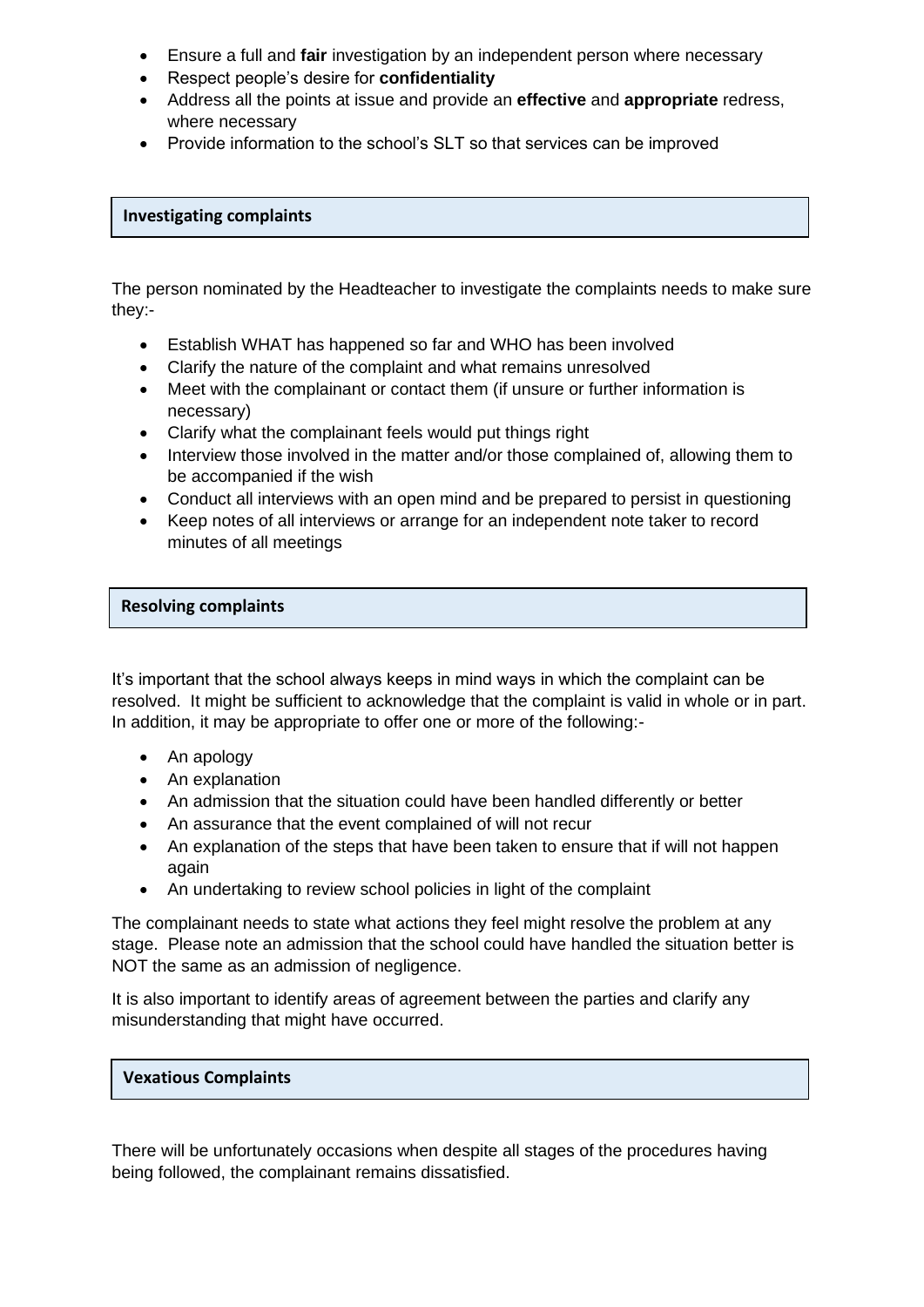- Ensure a full and **fair** investigation by an independent person where necessary
- Respect people's desire for **confidentiality**
- Address all the points at issue and provide an **effective** and **appropriate** redress, where necessary
- Provide information to the school's SLT so that services can be improved

## Investigating complaints

The person nominated by the Headteacher to investigate the complaints needs to make sure they:-

- Establish WHAT has happened so far and WHO has been involved
- Clarify the nature of the complaint and what remains unresolved
- Meet with the complainant or contact them (if unsure or further information is necessary)
- Clarify what the complainant feels would put things right
- Interview those involved in the matter and/or those complained of, allowing them to be accompanied if the wish
- Conduct all interviews with an open mind and be prepared to persist in questioning
- Keep notes of all interviews or arrange for an independent note taker to record minutes of all meetings

## Resolving complaints

It's important that the school always keeps in mind ways in which the complaint can be resolved. It might be sufficient to acknowledge that the complaint is valid in whole or in part. In addition, it may be appropriate to offer one or more of the following:-

- An apology
- An explanation
- An admission that the situation could have been handled differently or better
- An assurance that the event complained of will not recur
- An explanation of the steps that have been taken to ensure that if will not happen again
- An undertaking to review school policies in light of the complaint

The complainant needs to state what actions they feel might resolve the problem at any stage. Please note an admission that the school could have handled the situation better is NOT the same as an admission of negligence.

It is also important to identify areas of agreement between the parties and clarify any misunderstanding that might have occurred.

## Vexatious Complaints

There will be unfortunately occasions when despite all stages of the procedures having being followed, the complainant remains dissatisfied.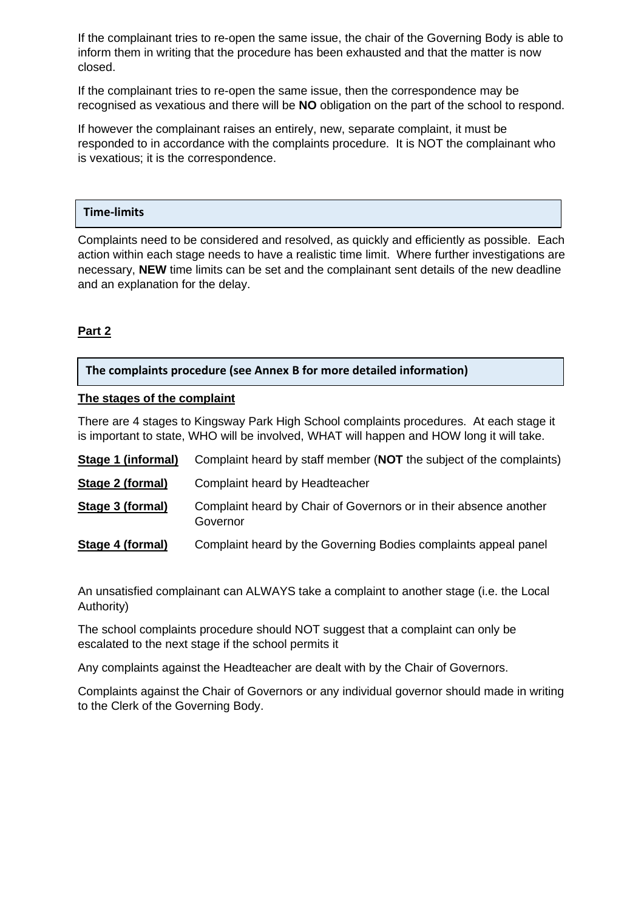If the complainant tries to re-open the same issue, the chair of the Governing Body is able to inform them in writing that the procedure has been exhausted and that the matter is now closed.

If the complainant tries to re-open the same issue, then the correspondence may be recognised as vexatious and there will be **NO** obligation on the part of the school to respond.

If however the complainant raises an entirely, new, separate complaint, it must be responded to in accordance with the complaints procedure. It is NOT the complainant who is vexatious; it is the correspondence.

### Time-limits

Complaints need to be considered and resolved, as quickly and efficiently as possible. Each action within each stage needs to have a realistic time limit. Where further investigations are necessary, **NEW** time limits can be set and the complainant sent details of the new deadline and an explanation for the delay.

## Part 2

### The complaints procedure (see Annex B for more detailed information)

**The stages of the complaint**

There are 4 stages to Kingsway Park High School complaints procedures. At each stage it is important to state, WHO will be involved, WHAT will happen and HOW long it will take.

| | |
|---|---|
| **Stage 1 (informal)** | Complaint heard by staff member (**NOT** the subject of the complaints) |
| **Stage 2 (formal)** | Complaint heard by Headteacher |
| **Stage 3 (formal)** | Complaint heard by Chair of Governors or in their absence another Governor |
| **Stage 4 (formal)** | Complaint heard by the Governing Bodies complaints appeal panel |

An unsatisfied complainant can ALWAYS take a complaint to another stage (i.e. the Local Authority)

The school complaints procedure should NOT suggest that a complaint can only be escalated to the next stage if the school permits it

Any complaints against the Headteacher are dealt with by the Chair of Governors.

Complaints against the Chair of Governors or any individual governor should made in writing to the Clerk of the Governing Body.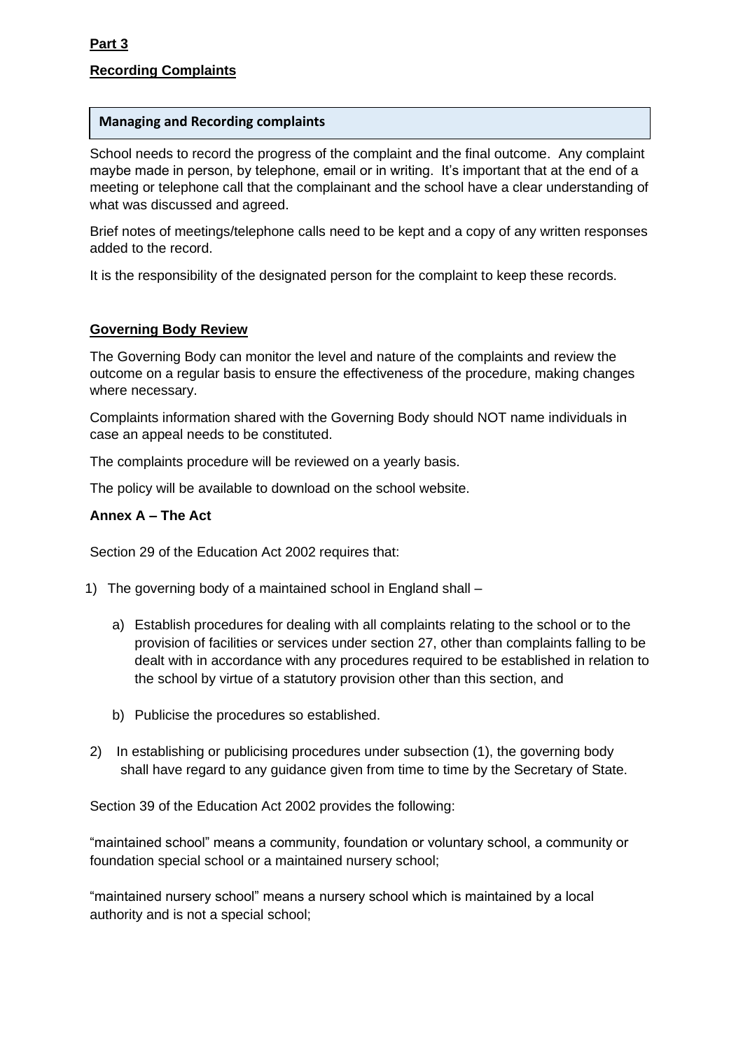**Part 3**

**Recording Complaints**

| **Managing and Recording complaints** |
|---|

School needs to record the progress of the complaint and the final outcome. Any complaint maybe made in person, by telephone, email or in writing. It's important that at the end of a meeting or telephone call that the complainant and the school have a clear understanding of what was discussed and agreed.

Brief notes of meetings/telephone calls need to be kept and a copy of any written responses added to the record.

It is the responsibility of the designated person for the complaint to keep these records.

**Governing Body Review**

The Governing Body can monitor the level and nature of the complaints and review the outcome on a regular basis to ensure the effectiveness of the procedure, making changes where necessary.

Complaints information shared with the Governing Body should NOT name individuals in case an appeal needs to be constituted.

The complaints procedure will be reviewed on a yearly basis.

The policy will be available to download on the school website.

**Annex A – The Act**

Section 29 of the Education Act 2002 requires that:

1) The governing body of a maintained school in England shall –

    a) Establish procedures for dealing with all complaints relating to the school or to the provision of facilities or services under section 27, other than complaints falling to be dealt with in accordance with any procedures required to be established in relation to the school by virtue of a statutory provision other than this section, and

    b) Publicise the procedures so established.

2) In establishing or publicising procedures under subsection (1), the governing body shall have regard to any guidance given from time to time by the Secretary of State.

Section 39 of the Education Act 2002 provides the following:

"maintained school" means a community, foundation or voluntary school, a community or foundation special school or a maintained nursery school;

"maintained nursery school" means a nursery school which is maintained by a local authority and is not a special school;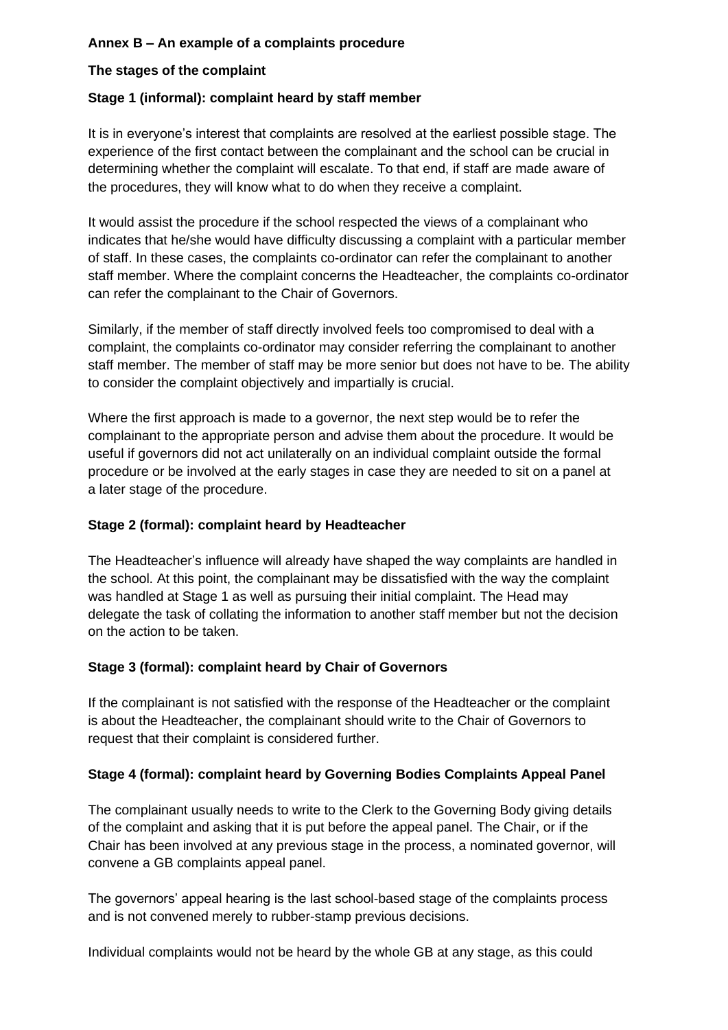**Annex B – An example of a complaints procedure**

**The stages of the complaint**

**Stage 1 (informal): complaint heard by staff member**

It is in everyone's interest that complaints are resolved at the earliest possible stage. The experience of the first contact between the complainant and the school can be crucial in determining whether the complaint will escalate. To that end, if staff are made aware of the procedures, they will know what to do when they receive a complaint.

It would assist the procedure if the school respected the views of a complainant who indicates that he/she would have difficulty discussing a complaint with a particular member of staff. In these cases, the complaints co-ordinator can refer the complainant to another staff member. Where the complaint concerns the Headteacher, the complaints co-ordinator can refer the complainant to the Chair of Governors.

Similarly, if the member of staff directly involved feels too compromised to deal with a complaint, the complaints co-ordinator may consider referring the complainant to another staff member. The member of staff may be more senior but does not have to be. The ability to consider the complaint objectively and impartially is crucial.

Where the first approach is made to a governor, the next step would be to refer the complainant to the appropriate person and advise them about the procedure. It would be useful if governors did not act unilaterally on an individual complaint outside the formal procedure or be involved at the early stages in case they are needed to sit on a panel at a later stage of the procedure.

**Stage 2 (formal): complaint heard by Headteacher**

The Headteacher's influence will already have shaped the way complaints are handled in the school. At this point, the complainant may be dissatisfied with the way the complaint was handled at Stage 1 as well as pursuing their initial complaint. The Head may delegate the task of collating the information to another staff member but not the decision on the action to be taken.

**Stage 3 (formal): complaint heard by Chair of Governors**

If the complainant is not satisfied with the response of the Headteacher or the complaint is about the Headteacher, the complainant should write to the Chair of Governors to request that their complaint is considered further.

**Stage 4 (formal): complaint heard by Governing Bodies Complaints Appeal Panel**

The complainant usually needs to write to the Clerk to the Governing Body giving details of the complaint and asking that it is put before the appeal panel. The Chair, or if the Chair has been involved at any previous stage in the process, a nominated governor, will convene a GB complaints appeal panel.

The governors' appeal hearing is the last school-based stage of the complaints process and is not convened merely to rubber-stamp previous decisions.

Individual complaints would not be heard by the whole GB at any stage, as this could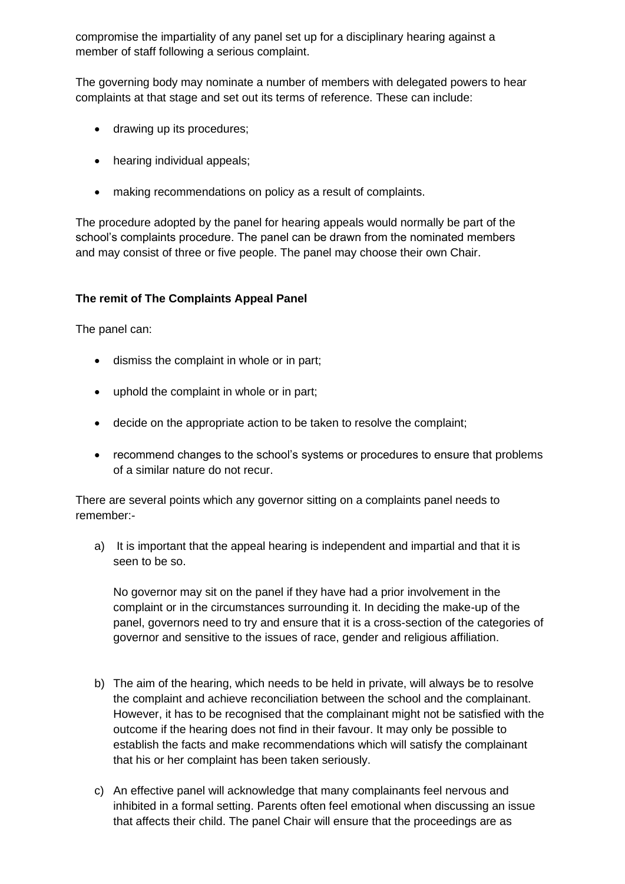compromise the impartiality of any panel set up for a disciplinary hearing against a member of staff following a serious complaint.

The governing body may nominate a number of members with delegated powers to hear complaints at that stage and set out its terms of reference. These can include:

- drawing up its procedures;
- hearing individual appeals;
- making recommendations on policy as a result of complaints.

The procedure adopted by the panel for hearing appeals would normally be part of the school's complaints procedure. The panel can be drawn from the nominated members and may consist of three or five people. The panel may choose their own Chair.

**The remit of The Complaints Appeal Panel**

The panel can:

- dismiss the complaint in whole or in part;
- uphold the complaint in whole or in part;
- decide on the appropriate action to be taken to resolve the complaint;
- recommend changes to the school's systems or procedures to ensure that problems of a similar nature do not recur.

There are several points which any governor sitting on a complaints panel needs to remember:-

a) It is important that the appeal hearing is independent and impartial and that it is seen to be so.

   No governor may sit on the panel if they have had a prior involvement in the complaint or in the circumstances surrounding it. In deciding the make-up of the panel, governors need to try and ensure that it is a cross-section of the categories of governor and sensitive to the issues of race, gender and religious affiliation.

b) The aim of the hearing, which needs to be held in private, will always be to resolve the complaint and achieve reconciliation between the school and the complainant. However, it has to be recognised that the complainant might not be satisfied with the outcome if the hearing does not find in their favour. It may only be possible to establish the facts and make recommendations which will satisfy the complainant that his or her complaint has been taken seriously.

c) An effective panel will acknowledge that many complainants feel nervous and inhibited in a formal setting. Parents often feel emotional when discussing an issue that affects their child. The panel Chair will ensure that the proceedings are as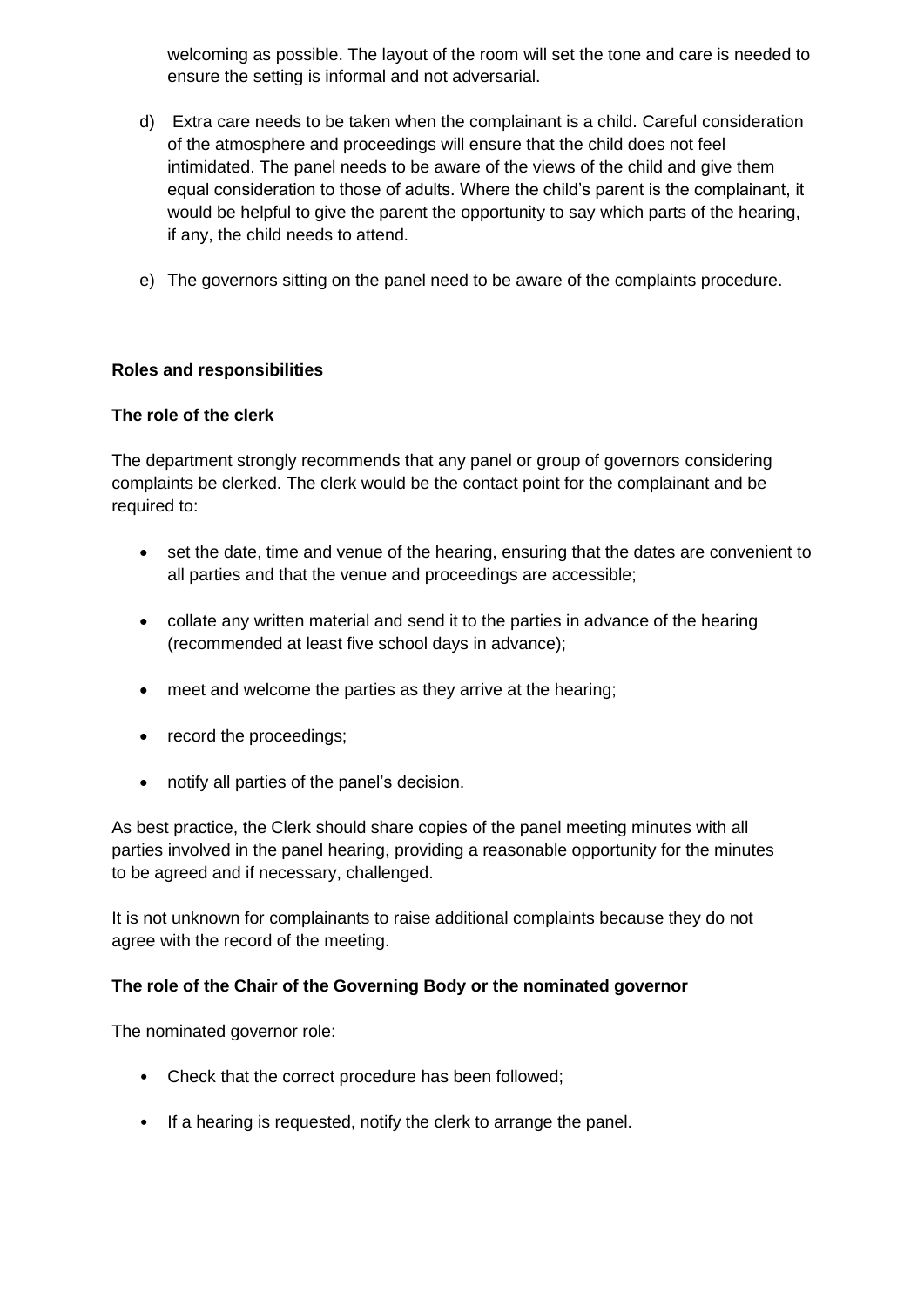welcoming as possible. The layout of the room will set the tone and care is needed to ensure the setting is informal and not adversarial.

d) Extra care needs to be taken when the complainant is a child. Careful consideration of the atmosphere and proceedings will ensure that the child does not feel intimidated. The panel needs to be aware of the views of the child and give them equal consideration to those of adults. Where the child's parent is the complainant, it would be helpful to give the parent the opportunity to say which parts of the hearing, if any, the child needs to attend.

e) The governors sitting on the panel need to be aware of the complaints procedure.

**Roles and responsibilities**

**The role of the clerk**

The department strongly recommends that any panel or group of governors considering complaints be clerked. The clerk would be the contact point for the complainant and be required to:

- set the date, time and venue of the hearing, ensuring that the dates are convenient to all parties and that the venue and proceedings are accessible;
- collate any written material and send it to the parties in advance of the hearing (recommended at least five school days in advance);
- meet and welcome the parties as they arrive at the hearing;
- record the proceedings;
- notify all parties of the panel's decision.

As best practice, the Clerk should share copies of the panel meeting minutes with all parties involved in the panel hearing, providing a reasonable opportunity for the minutes to be agreed and if necessary, challenged.

It is not unknown for complainants to raise additional complaints because they do not agree with the record of the meeting.

**The role of the Chair of the Governing Body or the nominated governor**

The nominated governor role:

- Check that the correct procedure has been followed;
- If a hearing is requested, notify the clerk to arrange the panel.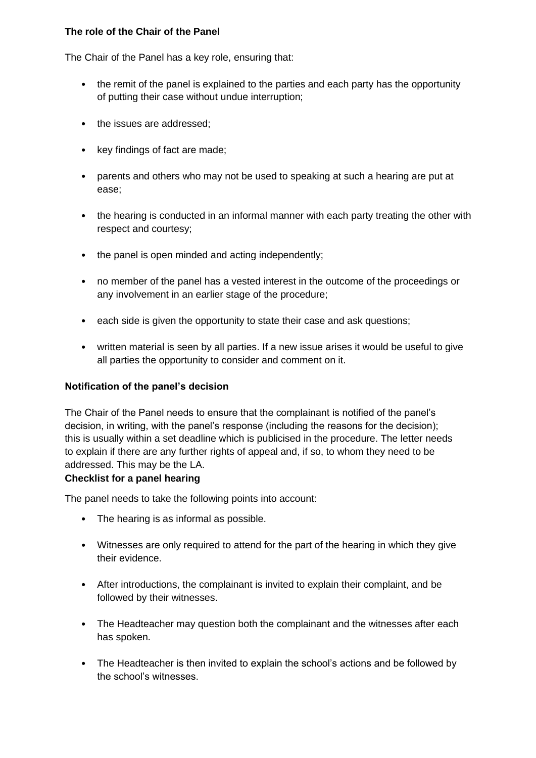**The role of the Chair of the Panel**

The Chair of the Panel has a key role, ensuring that:

- the remit of the panel is explained to the parties and each party has the opportunity of putting their case without undue interruption;
- the issues are addressed;
- key findings of fact are made;
- parents and others who may not be used to speaking at such a hearing are put at ease;
- the hearing is conducted in an informal manner with each party treating the other with respect and courtesy;
- the panel is open minded and acting independently;
- no member of the panel has a vested interest in the outcome of the proceedings or any involvement in an earlier stage of the procedure;
- each side is given the opportunity to state their case and ask questions;
- written material is seen by all parties. If a new issue arises it would be useful to give all parties the opportunity to consider and comment on it.

**Notification of the panel's decision**

The Chair of the Panel needs to ensure that the complainant is notified of the panel's decision, in writing, with the panel's response (including the reasons for the decision); this is usually within a set deadline which is publicised in the procedure. The letter needs to explain if there are any further rights of appeal and, if so, to whom they need to be addressed. This may be the LA.

**Checklist for a panel hearing**

The panel needs to take the following points into account:

- The hearing is as informal as possible.
- Witnesses are only required to attend for the part of the hearing in which they give their evidence.
- After introductions, the complainant is invited to explain their complaint, and be followed by their witnesses.
- The Headteacher may question both the complainant and the witnesses after each has spoken.
- The Headteacher is then invited to explain the school's actions and be followed by the school's witnesses.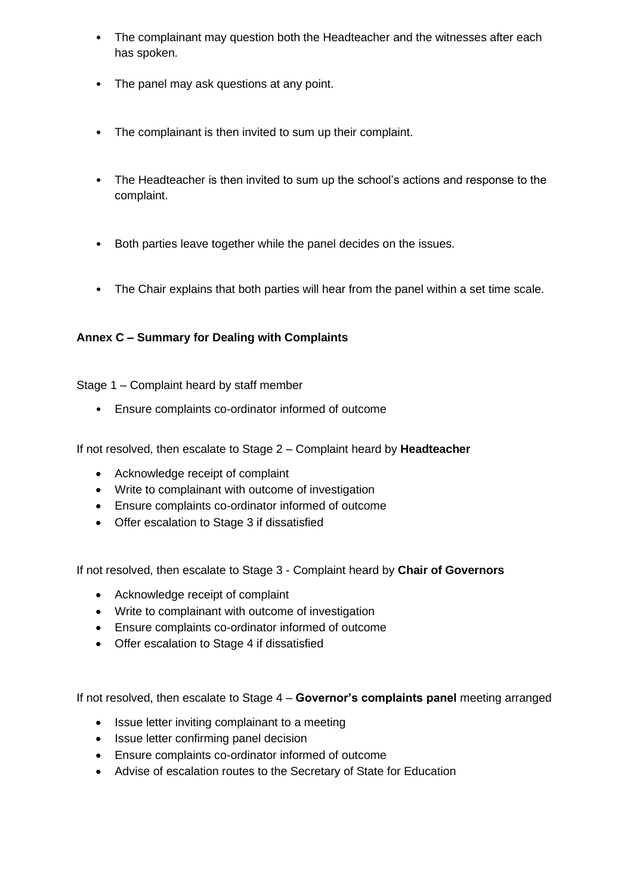- The complainant may question both the Headteacher and the witnesses after each has spoken.
- The panel may ask questions at any point.
- The complainant is then invited to sum up their complaint.
- The Headteacher is then invited to sum up the school's actions and response to the complaint.
- Both parties leave together while the panel decides on the issues.
- The Chair explains that both parties will hear from the panel within a set time scale.

**Annex C – Summary for Dealing with Complaints**

Stage 1 – Complaint heard by staff member

- Ensure complaints co-ordinator informed of outcome

If not resolved, then escalate to Stage 2 – Complaint heard by **Headteacher**

- Acknowledge receipt of complaint
- Write to complainant with outcome of investigation
- Ensure complaints co-ordinator informed of outcome
- Offer escalation to Stage 3 if dissatisfied

If not resolved, then escalate to Stage 3 - Complaint heard by **Chair of Governors**

- Acknowledge receipt of complaint
- Write to complainant with outcome of investigation
- Ensure complaints co-ordinator informed of outcome
- Offer escalation to Stage 4 if dissatisfied

If not resolved, then escalate to Stage 4 – **Governor's complaints panel** meeting arranged

- Issue letter inviting complainant to a meeting
- Issue letter confirming panel decision
- Ensure complaints co-ordinator informed of outcome
- Advise of escalation routes to the Secretary of State for Education